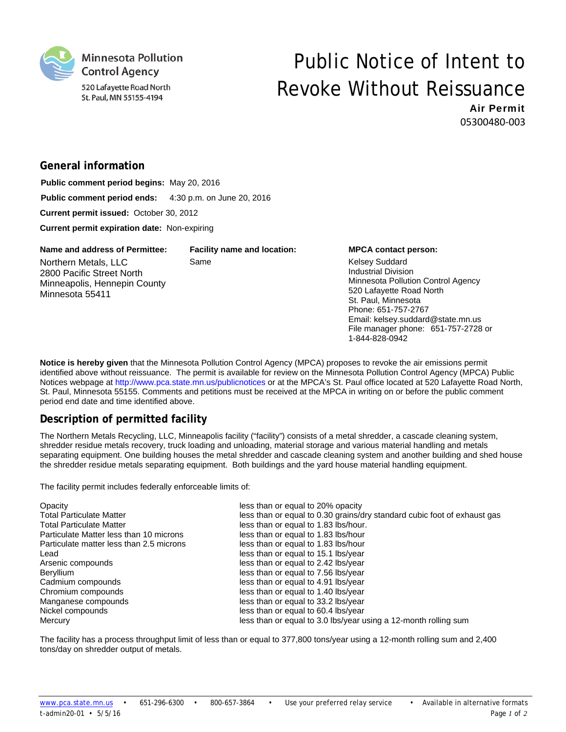Minnesota Pollution Control Agency
520 Lafayette Road North
St. Paul, MN 55155-4194

# Public Notice of Intent to Revoke Without Reissuance

**Air Permit**
05300480-003

## General information

**Public comment period begins:** May 20, 2016

**Public comment period ends:** 4:30 p.m. on June 20, 2016

**Current permit issued:** October 30, 2012

**Current permit expiration date:** Non-expiring

**Name and address of Permittee:**
Northern Metals, LLC
2800 Pacific Street North
Minneapolis, Hennepin County
Minnesota 55411

**Facility name and location:**
Same

**MPCA contact person:**
Kelsey Suddard
Industrial Division
Minnesota Pollution Control Agency
520 Lafayette Road North
St. Paul, Minnesota
Phone: 651-757-2767
Email: kelsey.suddard@state.mn.us
File manager phone: 651-757-2728 or 1-844-828-0942

**Notice is hereby given** that the Minnesota Pollution Control Agency (MPCA) proposes to revoke the air emissions permit identified above without reissuance. The permit is available for review on the Minnesota Pollution Control Agency (MPCA) Public Notices webpage at http://www.pca.state.mn.us/publicnotices or at the MPCA's St. Paul office located at 520 Lafayette Road North, St. Paul, Minnesota 55155. Comments and petitions must be received at the MPCA in writing on or before the public comment period end date and time identified above.

## Description of permitted facility

The Northern Metals Recycling, LLC, Minneapolis facility ("facility") consists of a metal shredder, a cascade cleaning system, shredder residue metals recovery, truck loading and unloading, material storage and various material handling and metals separating equipment. One building houses the metal shredder and cascade cleaning system and another building and shed house the shredder residue metals separating equipment. Both buildings and the yard house material handling equipment.

The facility permit includes federally enforceable limits of:

| | |
|---|---|
| Opacity | less than or equal to 20% opacity |
| Total Particulate Matter | less than or equal to 0.30 grains/dry standard cubic foot of exhaust gas |
| Total Particulate Matter | less than or equal to 1.83 lbs/hour. |
| Particulate Matter less than 10 microns | less than or equal to 1.83 lbs/hour |
| Particulate matter less than 2.5 microns | less than or equal to 1.83 lbs/hour |
| Lead | less than or equal to 15.1 lbs/year |
| Arsenic compounds | less than or equal to 2.42 lbs/year |
| Beryllium | less than or equal to 7.56 lbs/year |
| Cadmium compounds | less than or equal to 4.91 lbs/year |
| Chromium compounds | less than or equal to 1.40 lbs/year |
| Manganese compounds | less than or equal to 33.2 lbs/year |
| Nickel compounds | less than or equal to 60.4 lbs/year |
| Mercury | less than or equal to 3.0 lbs/year using a 12-month rolling sum |

The facility has a process throughput limit of less than or equal to 377,800 tons/year using a 12-month rolling sum and 2,400 tons/day on shredder output of metals.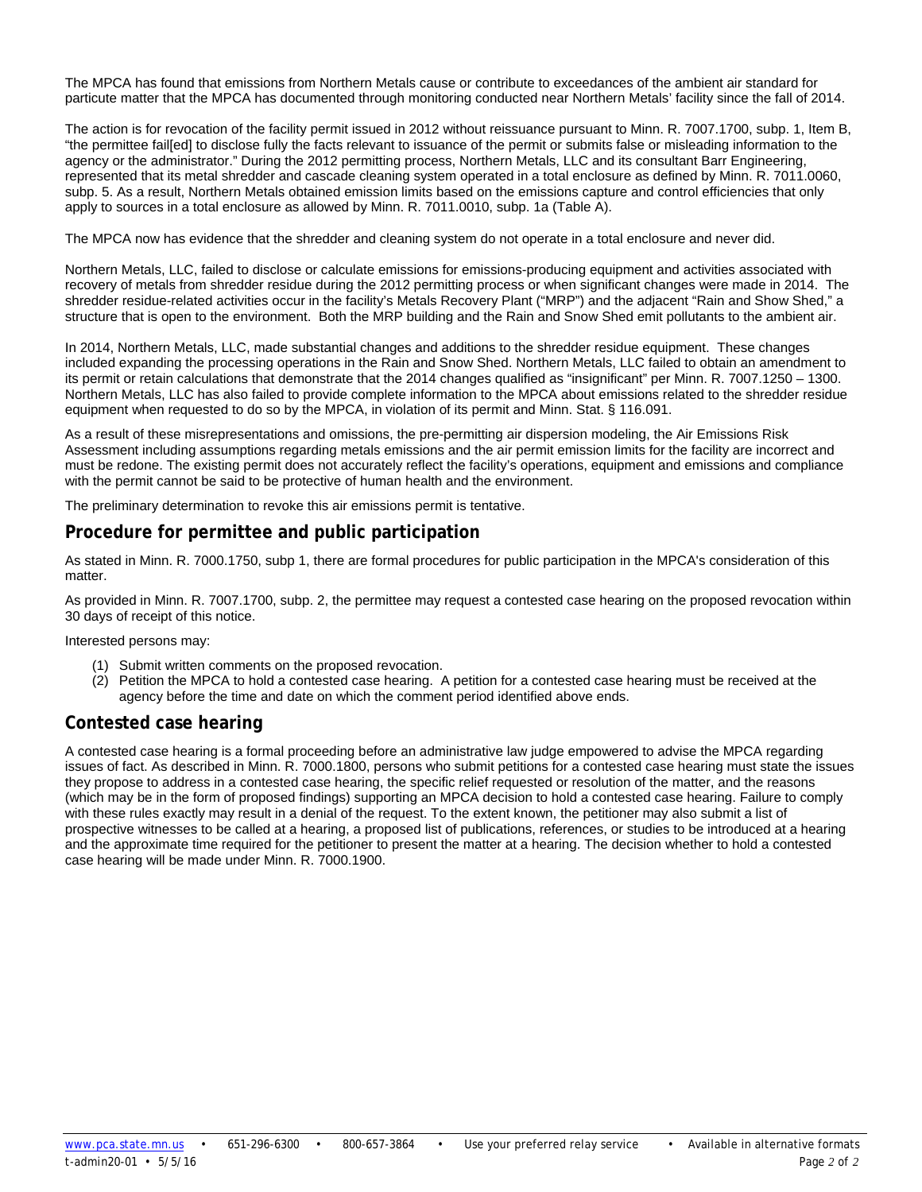The MPCA has found that emissions from Northern Metals cause or contribute to exceedances of the ambient air standard for particute matter that the MPCA has documented through monitoring conducted near Northern Metals' facility since the fall of 2014.

The action is for revocation of the facility permit issued in 2012 without reissuance pursuant to Minn. R. 7007.1700, subp. 1, Item B, "the permittee fail[ed] to disclose fully the facts relevant to issuance of the permit or submits false or misleading information to the agency or the administrator." During the 2012 permitting process, Northern Metals, LLC and its consultant Barr Engineering, represented that its metal shredder and cascade cleaning system operated in a total enclosure as defined by Minn. R. 7011.0060, subp. 5. As a result, Northern Metals obtained emission limits based on the emissions capture and control efficiencies that only apply to sources in a total enclosure as allowed by Minn. R. 7011.0010, subp. 1a (Table A).

The MPCA now has evidence that the shredder and cleaning system do not operate in a total enclosure and never did.

Northern Metals, LLC, failed to disclose or calculate emissions for emissions-producing equipment and activities associated with recovery of metals from shredder residue during the 2012 permitting process or when significant changes were made in 2014. The shredder residue-related activities occur in the facility's Metals Recovery Plant ("MRP") and the adjacent "Rain and Show Shed," a structure that is open to the environment. Both the MRP building and the Rain and Snow Shed emit pollutants to the ambient air.

In 2014, Northern Metals, LLC, made substantial changes and additions to the shredder residue equipment. These changes included expanding the processing operations in the Rain and Snow Shed. Northern Metals, LLC failed to obtain an amendment to its permit or retain calculations that demonstrate that the 2014 changes qualified as "insignificant" per Minn. R. 7007.1250 – 1300. Northern Metals, LLC has also failed to provide complete information to the MPCA about emissions related to the shredder residue equipment when requested to do so by the MPCA, in violation of its permit and Minn. Stat. § 116.091.

As a result of these misrepresentations and omissions, the pre-permitting air dispersion modeling, the Air Emissions Risk Assessment including assumptions regarding metals emissions and the air permit emission limits for the facility are incorrect and must be redone. The existing permit does not accurately reflect the facility's operations, equipment and emissions and compliance with the permit cannot be said to be protective of human health and the environment.

The preliminary determination to revoke this air emissions permit is tentative.

## Procedure for permittee and public participation

As stated in Minn. R. 7000.1750, subp 1, there are formal procedures for public participation in the MPCA's consideration of this matter.

As provided in Minn. R. 7007.1700, subp. 2, the permittee may request a contested case hearing on the proposed revocation within 30 days of receipt of this notice.

Interested persons may:

(1) Submit written comments on the proposed revocation.
(2) Petition the MPCA to hold a contested case hearing. A petition for a contested case hearing must be received at the agency before the time and date on which the comment period identified above ends.

## Contested case hearing

A contested case hearing is a formal proceeding before an administrative law judge empowered to advise the MPCA regarding issues of fact. As described in Minn. R. 7000.1800, persons who submit petitions for a contested case hearing must state the issues they propose to address in a contested case hearing, the specific relief requested or resolution of the matter, and the reasons (which may be in the form of proposed findings) supporting an MPCA decision to hold a contested case hearing. Failure to comply with these rules exactly may result in a denial of the request. To the extent known, the petitioner may also submit a list of prospective witnesses to be called at a hearing, a proposed list of publications, references, or studies to be introduced at a hearing and the approximate time required for the petitioner to present the matter at a hearing. The decision whether to hold a contested case hearing will be made under Minn. R. 7000.1900.